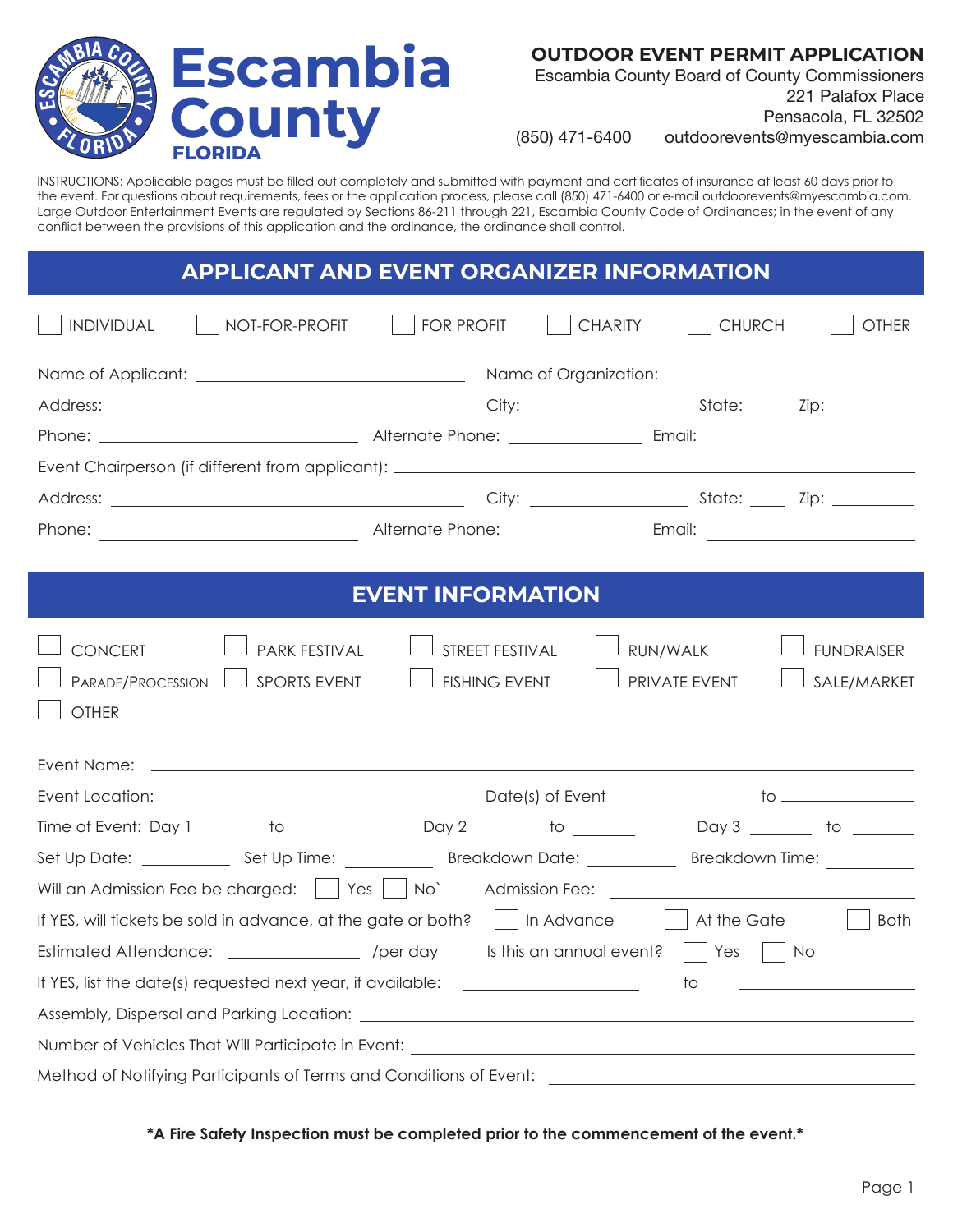# Escambia County FLORIDA

**OUTDOOR EVENT PERMIT APPLICATION**
Escambia County Board of County Commissioners
221 Palafox Place
Pensacola, FL 32502
(850) 471-6400 outdoorevents@myescambia.com

INSTRUCTIONS: Applicable pages must be filled out completely and submitted with payment and certificates of insurance at least 60 days prior to the event. For questions about requirements, fees or the application process, please call (850) 471-6400 or e-mail outdoorevents@myescambia.com. Large Outdoor Entertainment Events are regulated by Sections 86-211 through 221, Escambia County Code of Ordinances; in the event of any conflict between the provisions of this application and the ordinance, the ordinance shall control.

## APPLICANT AND EVENT ORGANIZER INFORMATION

☐ INDIVIDUAL ☐ NOT-FOR-PROFIT ☐ FOR PROFIT ☐ CHARITY ☐ CHURCH ☐ OTHER

Name of Applicant: ____________________ Name of Organization: ____________________

Address: ____________________ City: __________ State: _____ Zip: _______

Phone: ______________ Alternate Phone: ______________ Email: ______________

Event Chairperson (if different from applicant): ____________________

Address: ____________________ City: __________ State: _____ Zip: _______

Phone: ______________ Alternate Phone: ______________ Email: ______________

## EVENT INFORMATION

☐ CONCERT ☐ PARK FESTIVAL ☐ STREET FESTIVAL ☐ RUN/WALK ☐ FUNDRAISER
☐ PARADE/PROCESSION ☐ SPORTS EVENT ☐ FISHING EVENT ☐ PRIVATE EVENT ☐ SALE/MARKET
☐ OTHER

Event Name: ________________________________________

Event Location: ____________________ Date(s) of Event __________ to __________

Time of Event: Day 1 _______ to _______ Day 2 _______ to _______ Day 3 _______ to _______

Set Up Date: _______ Set Up Time: _______ Breakdown Date: _______ Breakdown Time: _______

Will an Admission Fee be charged: ☐ Yes ☐ No` Admission Fee: ______________

If YES, will tickets be sold in advance, at the gate or both? ☐ In Advance ☐ At the Gate ☐ Both

Estimated Attendance: __________ /per day Is this an annual event? ☐ Yes ☐ No

If YES, list the date(s) requested next year, if available: __________ to __________

Assembly, Dispersal and Parking Location: ____________________

Number of Vehicles That Will Participate in Event: ____________________

Method of Notifying Participants of Terms and Conditions of Event: ____________________

***A Fire Safety Inspection must be completed prior to the commencement of the event.***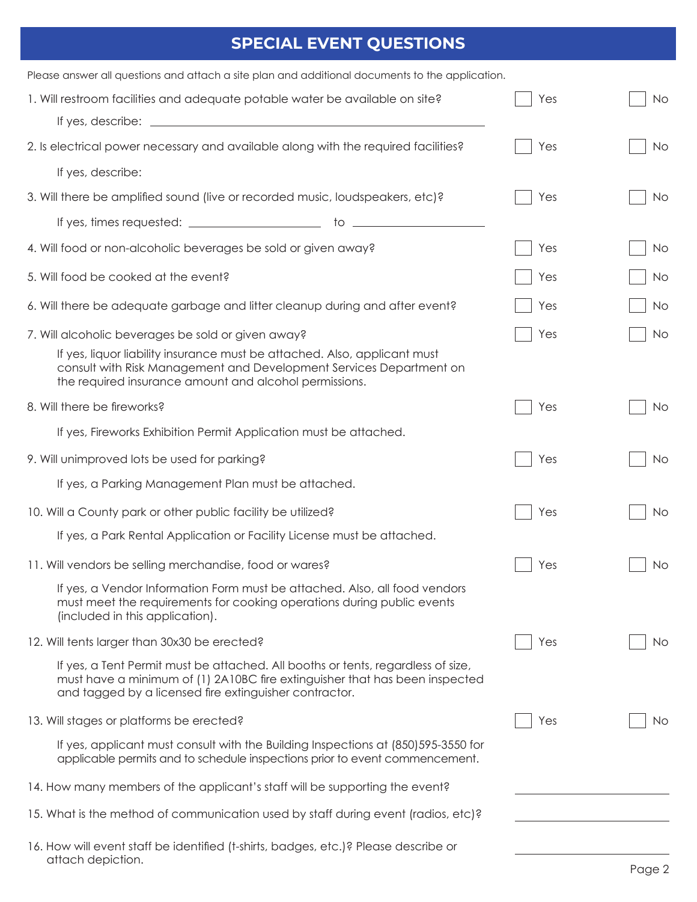## SPECIAL EVENT QUESTIONS

Please answer all questions and attach a site plan and additional documents to the application.

1. Will restroom facilities and adequate potable water be available on site? ☐ Yes ☐ No

   If yes, describe: ______________________________

2. Is electrical power necessary and available along with the required facilities? ☐ Yes ☐ No

   If yes, describe:

3. Will there be amplified sound (live or recorded music, loudspeakers, etc)? ☐ Yes ☐ No

   If yes, times requested: ________________ to ________________

4. Will food or non-alcoholic beverages be sold or given away? ☐ Yes ☐ No

5. Will food be cooked at the event? ☐ Yes ☐ No

6. Will there be adequate garbage and litter cleanup during and after event? ☐ Yes ☐ No

7. Will alcoholic beverages be sold or given away? ☐ Yes ☐ No

   If yes, liquor liability insurance must be attached. Also, applicant must consult with Risk Management and Development Services Department on the required insurance amount and alcohol permissions.

8. Will there be fireworks? ☐ Yes ☐ No

   If yes, Fireworks Exhibition Permit Application must be attached.

9. Will unimproved lots be used for parking? ☐ Yes ☐ No

   If yes, a Parking Management Plan must be attached.

10. Will a County park or other public facility be utilized? ☐ Yes ☐ No

    If yes, a Park Rental Application or Facility License must be attached.

11. Will vendors be selling merchandise, food or wares? ☐ Yes ☐ No

    If yes, a Vendor Information Form must be attached. Also, all food vendors must meet the requirements for cooking operations during public events (included in this application).

12. Will tents larger than 30x30 be erected? ☐ Yes ☐ No

    If yes, a Tent Permit must be attached. All booths or tents, regardless of size, must have a minimum of (1) 2A10BC fire extinguisher that has been inspected and tagged by a licensed fire extinguisher contractor.

13. Will stages or platforms be erected? ☐ Yes ☐ No

    If yes, applicant must consult with the Building Inspections at (850)595-3550 for applicable permits and to schedule inspections prior to event commencement.

14. How many members of the applicant's staff will be supporting the event? ________________

15. What is the method of communication used by staff during event (radios, etc)? ________________

16. How will event staff be identified (t-shirts, badges, etc.)? Please describe or attach depiction. ________________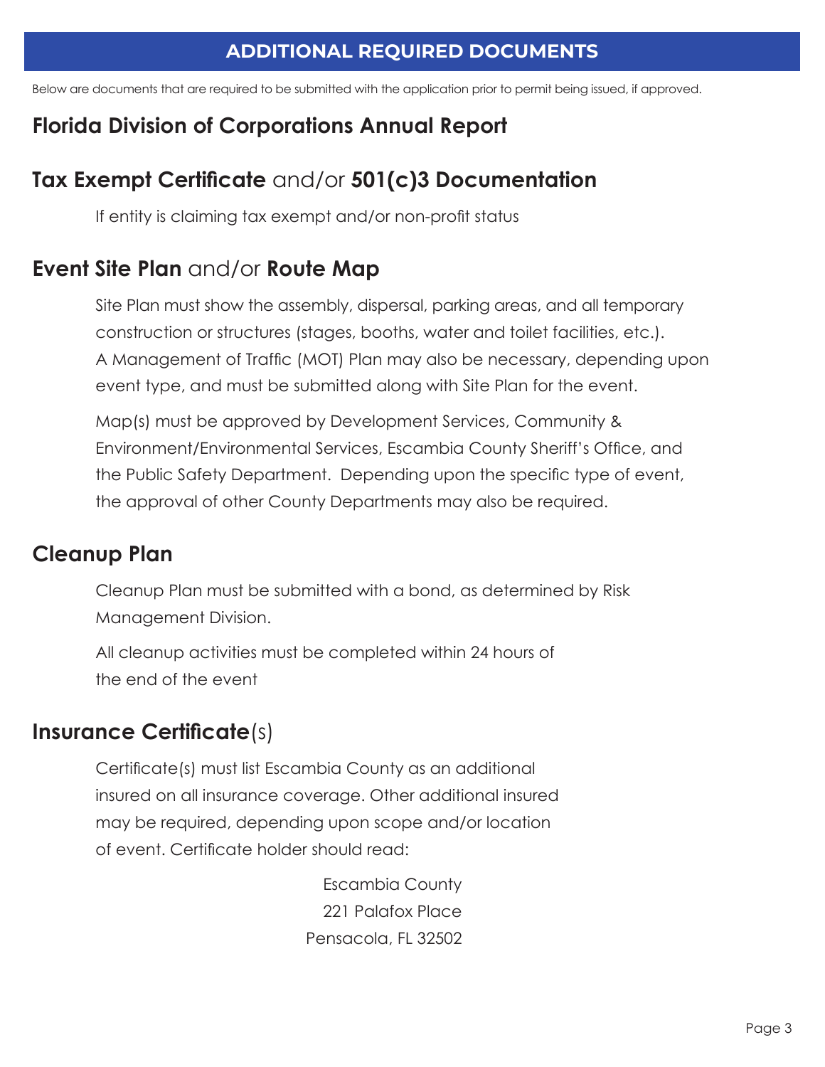## ADDITIONAL REQUIRED DOCUMENTS

Below are documents that are required to be submitted with the application prior to permit being issued, if approved.

### Florida Division of Corporations Annual Report

### **Tax Exempt Certificate** and/or **501(c)3 Documentation**

If entity is claiming tax exempt and/or non-profit status

### **Event Site Plan** and/or **Route Map**

Site Plan must show the assembly, dispersal, parking areas, and all temporary construction or structures (stages, booths, water and toilet facilities, etc.). A Management of Traffic (MOT) Plan may also be necessary, depending upon event type, and must be submitted along with Site Plan for the event.

Map(s) must be approved by Development Services, Community & Environment/Environmental Services, Escambia County Sheriff's Office, and the Public Safety Department. Depending upon the specific type of event, the approval of other County Departments may also be required.

### Cleanup Plan

Cleanup Plan must be submitted with a bond, as determined by Risk Management Division.

All cleanup activities must be completed within 24 hours of the end of the event

### **Insurance Certificate**(s)

Certificate(s) must list Escambia County as an additional insured on all insurance coverage. Other additional insured may be required, depending upon scope and/or location of event. Certificate holder should read:

Escambia County
221 Palafox Place
Pensacola, FL 32502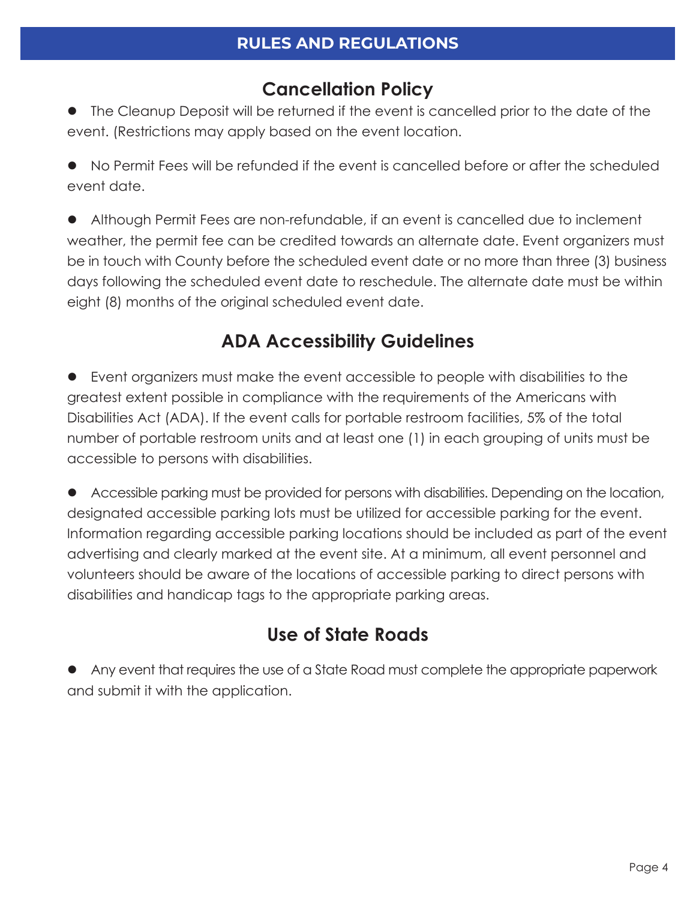# RULES AND REGULATIONS

## Cancellation Policy

- The Cleanup Deposit will be returned if the event is cancelled prior to the date of the event. (Restrictions may apply based on the event location.

- No Permit Fees will be refunded if the event is cancelled before or after the scheduled event date.

- Although Permit Fees are non-refundable, if an event is cancelled due to inclement weather, the permit fee can be credited towards an alternate date. Event organizers must be in touch with County before the scheduled event date or no more than three (3) business days following the scheduled event date to reschedule. The alternate date must be within eight (8) months of the original scheduled event date.

## ADA Accessibility Guidelines

- Event organizers must make the event accessible to people with disabilities to the greatest extent possible in compliance with the requirements of the Americans with Disabilities Act (ADA). If the event calls for portable restroom facilities, 5% of the total number of portable restroom units and at least one (1) in each grouping of units must be accessible to persons with disabilities.

- Accessible parking must be provided for persons with disabilities. Depending on the location, designated accessible parking lots must be utilized for accessible parking for the event. Information regarding accessible parking locations should be included as part of the event advertising and clearly marked at the event site. At a minimum, all event personnel and volunteers should be aware of the locations of accessible parking to direct persons with disabilities and handicap tags to the appropriate parking areas.

## Use of State Roads

- Any event that requires the use of a State Road must complete the appropriate paperwork and submit it with the application.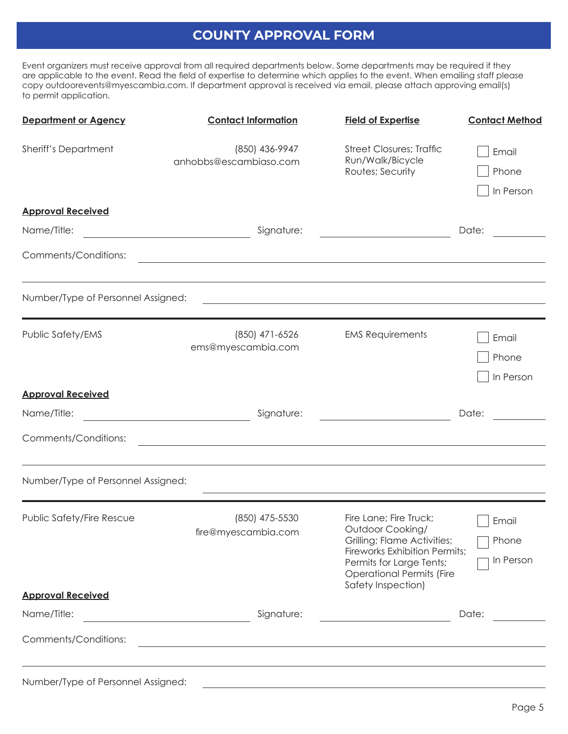# COUNTY APPROVAL FORM

Event organizers must receive approval from all required departments below. Some departments may be required if they are applicable to the event. Read the field of expertise to determine which applies to the event. When emailing staff please copy outdoorevents@myescambia.com. If department approval is received via email, please attach approving email(s) to permit application.

| **Department or Agency** | **Contact Information** | **Field of Expertise** | **Contact Method** |
|---|---|---|---|
| Sheriff's Department | (850) 436-9947<br>anhobbs@escambiaso.com | Street Closures; Traffic Run/Walk/Bicycle Routes; Security | ☐ Email<br>☐ Phone<br>☐ In Person |

**Approval Received**

Name/Title: ____________________ Signature: ____________________ Date: __________

Comments/Conditions: ________________________________________________

________________________________________________

Number/Type of Personnel Assigned: ________________________________________________

---

| **Department or Agency** | **Contact Information** | **Field of Expertise** | **Contact Method** |
|---|---|---|---|
| Public Safety/EMS | (850) 471-6526<br>ems@myescambia.com | EMS Requirements | ☐ Email<br>☐ Phone<br>☐ In Person |

**Approval Received**

Name/Title: ____________________ Signature: ____________________ Date: __________

Comments/Conditions: ________________________________________________

________________________________________________

Number/Type of Personnel Assigned: ________________________________________________

---

| **Department or Agency** | **Contact Information** | **Field of Expertise** | **Contact Method** |
|---|---|---|---|
| Public Safety/Fire Rescue | (850) 475-5530<br>fire@myescambia.com | Fire Lane; Fire Truck; Outdoor Cooking/ Grilling; Flame Activities; Fireworks Exhibition Permits; Permits for Large Tents; Operational Permits (Fire Safety Inspection) | ☐ Email<br>☐ Phone<br>☐ In Person |

**Approval Received**

Name/Title: ____________________ Signature: ____________________ Date: __________

Comments/Conditions: ________________________________________________

________________________________________________

Number/Type of Personnel Assigned: ________________________________________________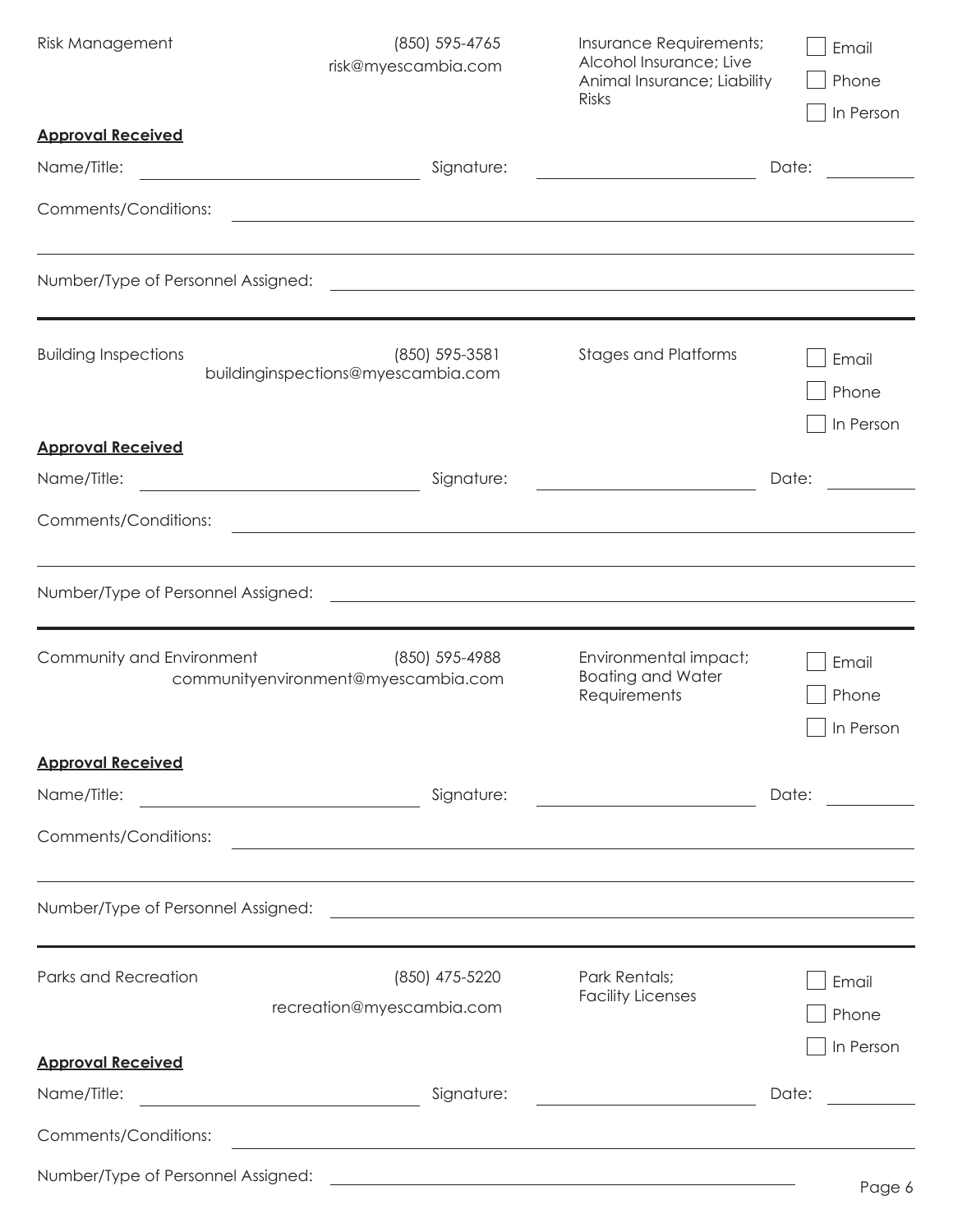Risk Management | (850) 595-4765 | risk@myescambia.com | Insurance Requirements; Alcohol Insurance; Live Animal Insurance; Liability Risks

☐ Email ☐ Phone ☐ In Person

**Approval Received**

Name/Title: ____________________ Signature: ____________________ Date: __________

Comments/Conditions: ____________________________________________

____________________________________________

Number/Type of Personnel Assigned: ____________________________________________

---

Building Inspections | (850) 595-3581 | buildinginspections@myescambia.com | Stages and Platforms

☐ Email ☐ Phone ☐ In Person

**Approval Received**

Name/Title: ____________________ Signature: ____________________ Date: __________

Comments/Conditions: ____________________________________________

____________________________________________

Number/Type of Personnel Assigned: ____________________________________________

---

Community and Environment | (850) 595-4988 | communityenvironment@myescambia.com | Environmental impact; Boating and Water Requirements

☐ Email ☐ Phone ☐ In Person

**Approval Received**

Name/Title: ____________________ Signature: ____________________ Date: __________

Comments/Conditions: ____________________________________________

____________________________________________

Number/Type of Personnel Assigned: ____________________________________________

---

Parks and Recreation | (850) 475-5220 | recreation@myescambia.com | Park Rentals; Facility Licenses

☐ Email ☐ Phone ☐ In Person

**Approval Received**

Name/Title: ____________________ Signature: ____________________ Date: __________

Comments/Conditions: ____________________________________________

Number/Type of Personnel Assigned: ____________________________________________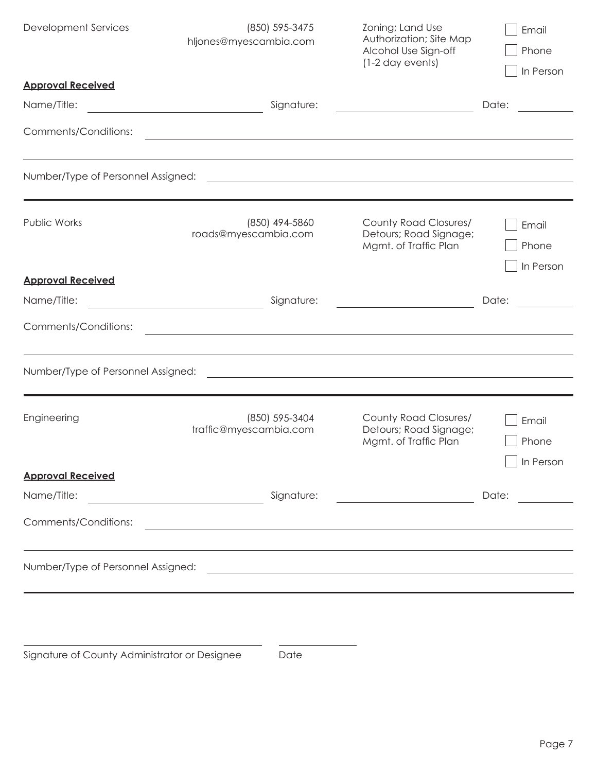| Development Services | (850) 595-3475<br>hljones@myescambia.com | Zoning; Land Use Authorization; Site Map<br>Alcohol Use Sign-off (1-2 day events) | ☐ Email<br>☐ Phone<br>☐ In Person |
|---|---|---|---|

**Approval Received**

Name/Title: ______________________ Signature: ______________________ Date: __________

Comments/Conditions: ______________________________________________________________

__________________________________________________________________________________

Number/Type of Personnel Assigned: _________________________________________________

---

| Public Works | (850) 494-5860<br>roads@myescambia.com | County Road Closures/ Detours; Road Signage; Mgmt. of Traffic Plan | ☐ Email<br>☐ Phone<br>☐ In Person |
|---|---|---|---|

**Approval Received**

Name/Title: ______________________ Signature: ______________________ Date: __________

Comments/Conditions: ______________________________________________________________

__________________________________________________________________________________

Number/Type of Personnel Assigned: _________________________________________________

---

| Engineering | (850) 595-3404<br>traffic@myescambia.com | County Road Closures/ Detours; Road Signage; Mgmt. of Traffic Plan | ☐ Email<br>☐ Phone<br>☐ In Person |
|---|---|---|---|

**Approval Received**

Name/Title: ______________________ Signature: ______________________ Date: __________

Comments/Conditions: ______________________________________________________________

__________________________________________________________________________________

Number/Type of Personnel Assigned: _________________________________________________

---

______________________________________ ______________

Signature of County Administrator or Designee Date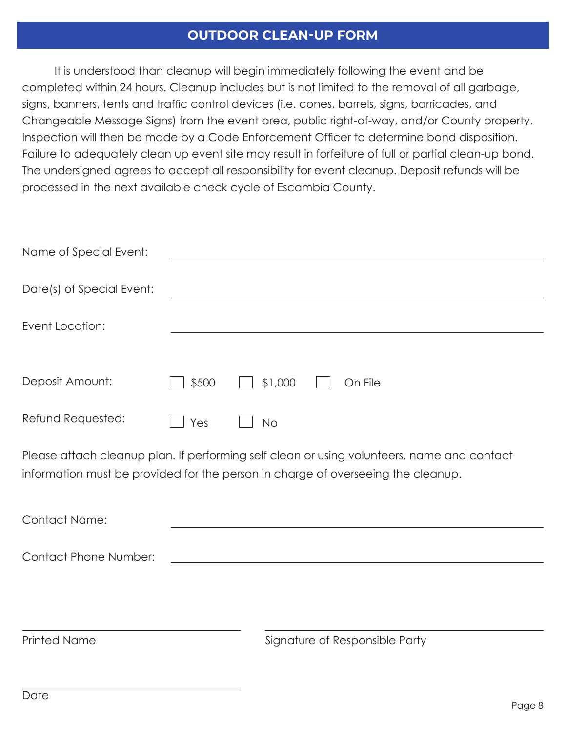# OUTDOOR CLEAN-UP FORM

It is understood than cleanup will begin immediately following the event and be completed within 24 hours. Cleanup includes but is not limited to the removal of all garbage, signs, banners, tents and traffic control devices (i.e. cones, barrels, signs, barricades, and Changeable Message Signs) from the event area, public right-of-way, and/or County property. Inspection will then be made by a Code Enforcement Officer to determine bond disposition. Failure to adequately clean up event site may result in forfeiture of full or partial clean-up bond. The undersigned agrees to accept all responsibility for event cleanup. Deposit refunds will be processed in the next available check cycle of Escambia County.

Name of Special Event: ______________________________

Date(s) of Special Event: ______________________________

Event Location: ______________________________

Deposit Amount: ☐ $500 ☐ $1,000 ☐ On File

Refund Requested: ☐ Yes ☐ No

Please attach cleanup plan. If performing self clean or using volunteers, name and contact information must be provided for the person in charge of overseeing the cleanup.

Contact Name: ______________________________

Contact Phone Number: ______________________________

______________________________
Printed Name

______________________________
Signature of Responsible Party

______________________________
Date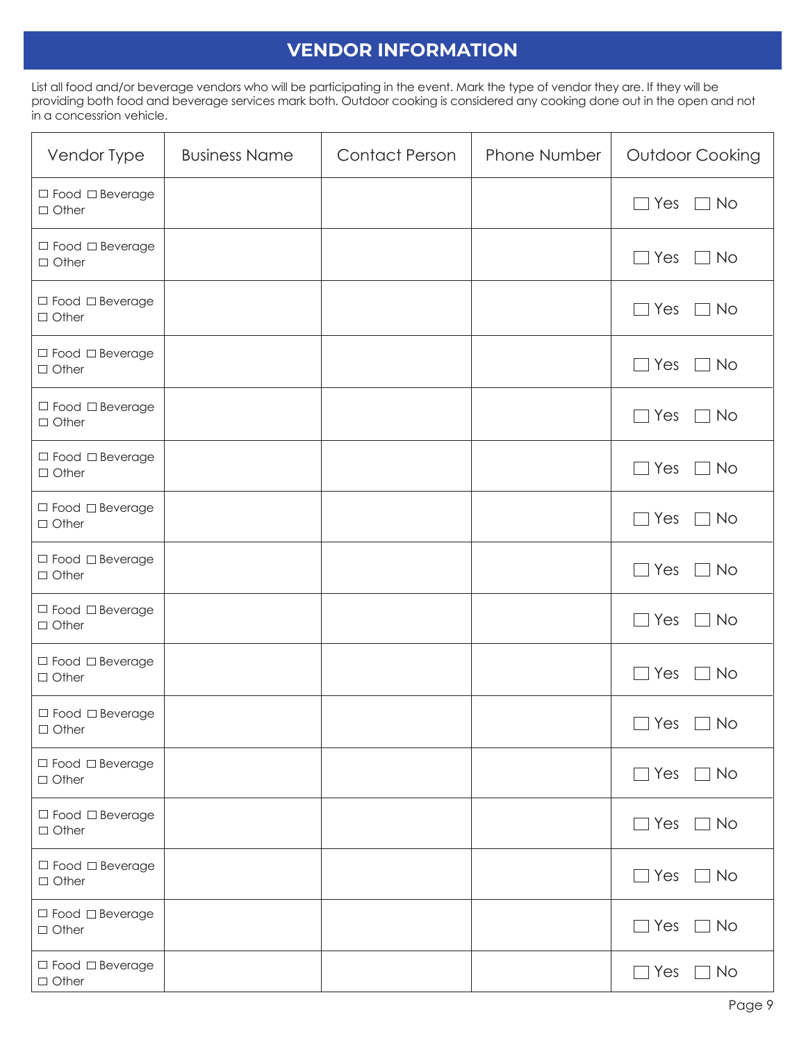## VENDOR INFORMATION

List all food and/or beverage vendors who will be participating in the event. Mark the type of vendor they are. If they will be providing both food and beverage services mark both. Outdoor cooking is considered any cooking done out in the open and not in a concessrion vehicle.

| Vendor Type | Business Name | Contact Person | Phone Number | Outdoor Cooking |
|---|---|---|---|---|
| ☐ Food ☐ Beverage ☐ Other | | | | ☐ Yes ☐ No |
| ☐ Food ☐ Beverage ☐ Other | | | | ☐ Yes ☐ No |
| ☐ Food ☐ Beverage ☐ Other | | | | ☐ Yes ☐ No |
| ☐ Food ☐ Beverage ☐ Other | | | | ☐ Yes ☐ No |
| ☐ Food ☐ Beverage ☐ Other | | | | ☐ Yes ☐ No |
| ☐ Food ☐ Beverage ☐ Other | | | | ☐ Yes ☐ No |
| ☐ Food ☐ Beverage ☐ Other | | | | ☐ Yes ☐ No |
| ☐ Food ☐ Beverage ☐ Other | | | | ☐ Yes ☐ No |
| ☐ Food ☐ Beverage ☐ Other | | | | ☐ Yes ☐ No |
| ☐ Food ☐ Beverage ☐ Other | | | | ☐ Yes ☐ No |
| ☐ Food ☐ Beverage ☐ Other | | | | ☐ Yes ☐ No |
| ☐ Food ☐ Beverage ☐ Other | | | | ☐ Yes ☐ No |
| ☐ Food ☐ Beverage ☐ Other | | | | ☐ Yes ☐ No |
| ☐ Food ☐ Beverage ☐ Other | | | | ☐ Yes ☐ No |
| ☐ Food ☐ Beverage ☐ Other | | | | ☐ Yes ☐ No |
| ☐ Food ☐ Beverage ☐ Other | | | | ☐ Yes ☐ No |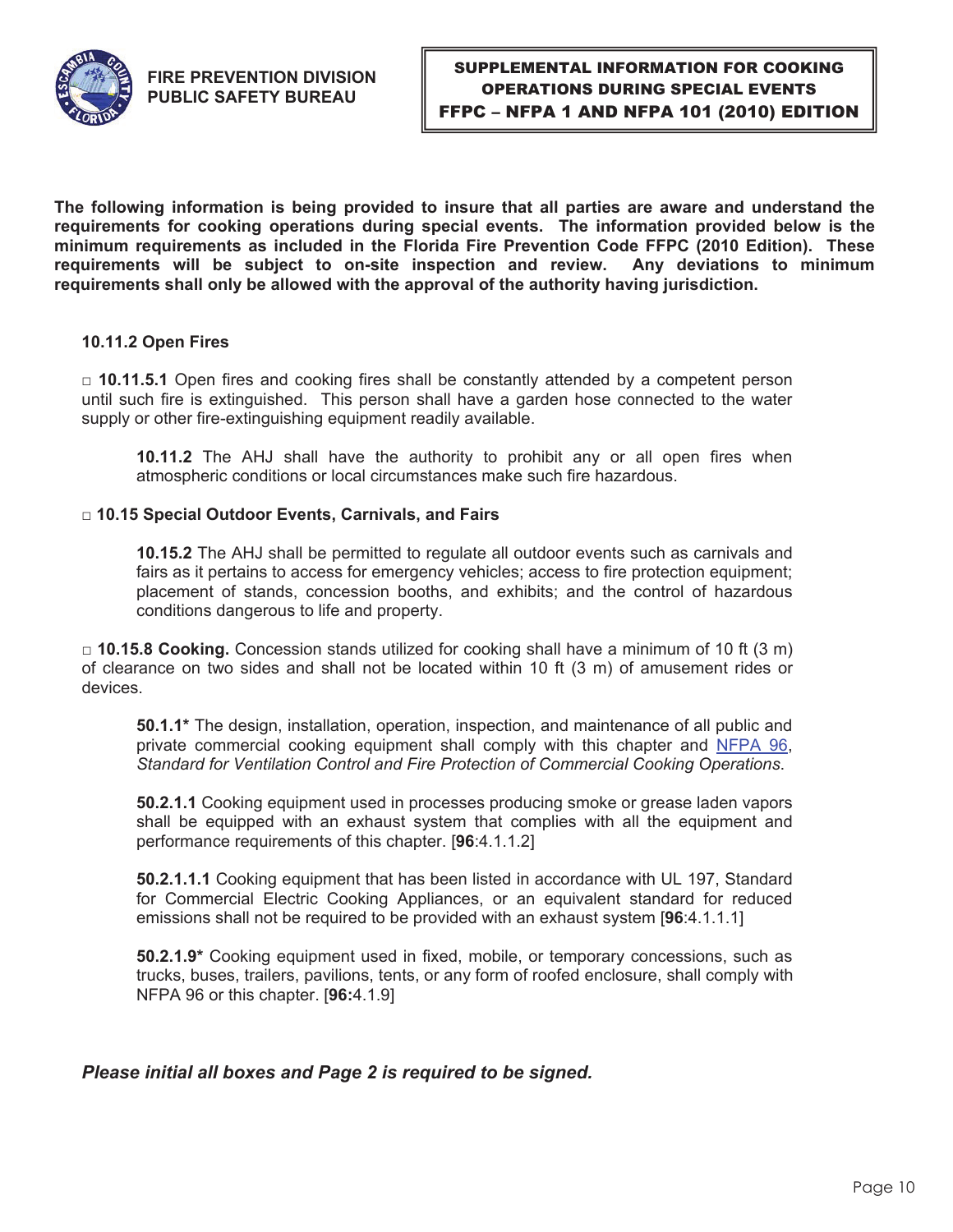**FIRE PREVENTION DIVISION**
**PUBLIC SAFETY BUREAU**

**SUPPLEMENTAL INFORMATION FOR COOKING OPERATIONS DURING SPECIAL EVENTS**
**FFPC – NFPA 1 AND NFPA 101 (2010) EDITION**

**The following information is being provided to insure that all parties are aware and understand the requirements for cooking operations during special events. The information provided below is the minimum requirements as included in the Florida Fire Prevention Code FFPC (2010 Edition). These requirements will be subject to on-site inspection and review. Any deviations to minimum requirements shall only be allowed with the approval of the authority having jurisdiction.**

**10.11.2 Open Fires**

□ **10.11.5.1** Open fires and cooking fires shall be constantly attended by a competent person until such fire is extinguished. This person shall have a garden hose connected to the water supply or other fire-extinguishing equipment readily available.

> **10.11.2** The AHJ shall have the authority to prohibit any or all open fires when atmospheric conditions or local circumstances make such fire hazardous.

□ **10.15 Special Outdoor Events, Carnivals, and Fairs**

> **10.15.2** The AHJ shall be permitted to regulate all outdoor events such as carnivals and fairs as it pertains to access for emergency vehicles; access to fire protection equipment; placement of stands, concession booths, and exhibits; and the control of hazardous conditions dangerous to life and property.

□ **10.15.8 Cooking.** Concession stands utilized for cooking shall have a minimum of 10 ft (3 m) of clearance on two sides and shall not be located within 10 ft (3 m) of amusement rides or devices.

> **50.1.1*** The design, installation, operation, inspection, and maintenance of all public and private commercial cooking equipment shall comply with this chapter and NFPA 96, *Standard for Ventilation Control and Fire Protection of Commercial Cooking Operations*.
>
> **50.2.1.1** Cooking equipment used in processes producing smoke or grease laden vapors shall be equipped with an exhaust system that complies with all the equipment and performance requirements of this chapter. [**96**:4.1.1.2]
>
> **50.2.1.1.1** Cooking equipment that has been listed in accordance with UL 197, Standard for Commercial Electric Cooking Appliances, or an equivalent standard for reduced emissions shall not be required to be provided with an exhaust system [**96**:4.1.1.1]
>
> **50.2.1.9*** Cooking equipment used in fixed, mobile, or temporary concessions, such as trucks, buses, trailers, pavilions, tents, or any form of roofed enclosure, shall comply with NFPA 96 or this chapter. [**96:**4.1.9]

***Please initial all boxes and Page 2 is required to be signed.***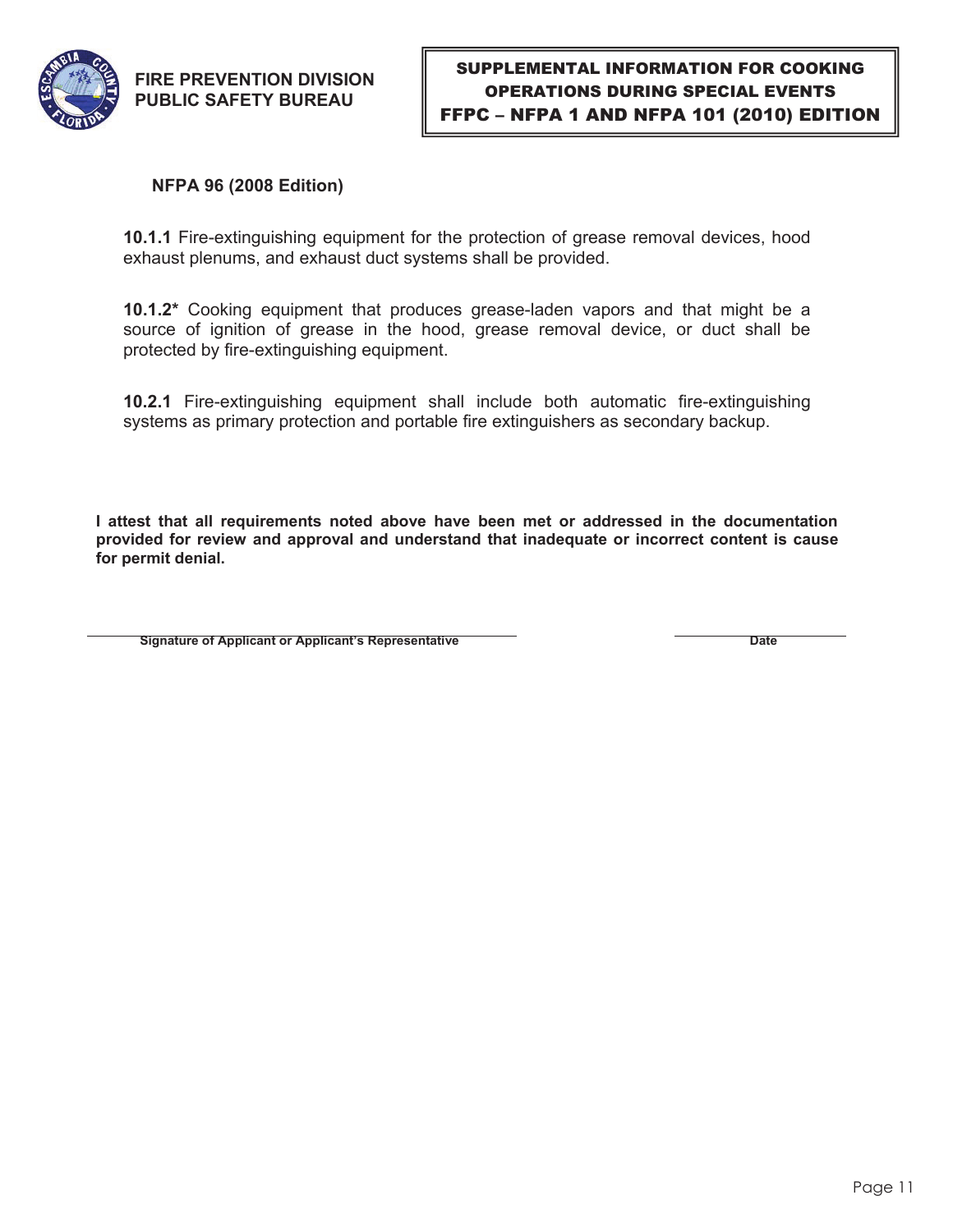FIRE PREVENTION DIVISION
PUBLIC SAFETY BUREAU

**SUPPLEMENTAL INFORMATION FOR COOKING OPERATIONS DURING SPECIAL EVENTS**
**FFPC – NFPA 1 AND NFPA 101 (2010) EDITION**

### NFPA 96 (2008 Edition)

**10.1.1** Fire-extinguishing equipment for the protection of grease removal devices, hood exhaust plenums, and exhaust duct systems shall be provided.

**10.1.2*** Cooking equipment that produces grease-laden vapors and that might be a source of ignition of grease in the hood, grease removal device, or duct shall be protected by fire-extinguishing equipment.

**10.2.1** Fire-extinguishing equipment shall include both automatic fire-extinguishing systems as primary protection and portable fire extinguishers as secondary backup.

**I attest that all requirements noted above have been met or addressed in the documentation provided for review and approval and understand that inadequate or incorrect content is cause for permit denial.**

**Signature of Applicant or Applicant's Representative** ______________________ **Date** ____________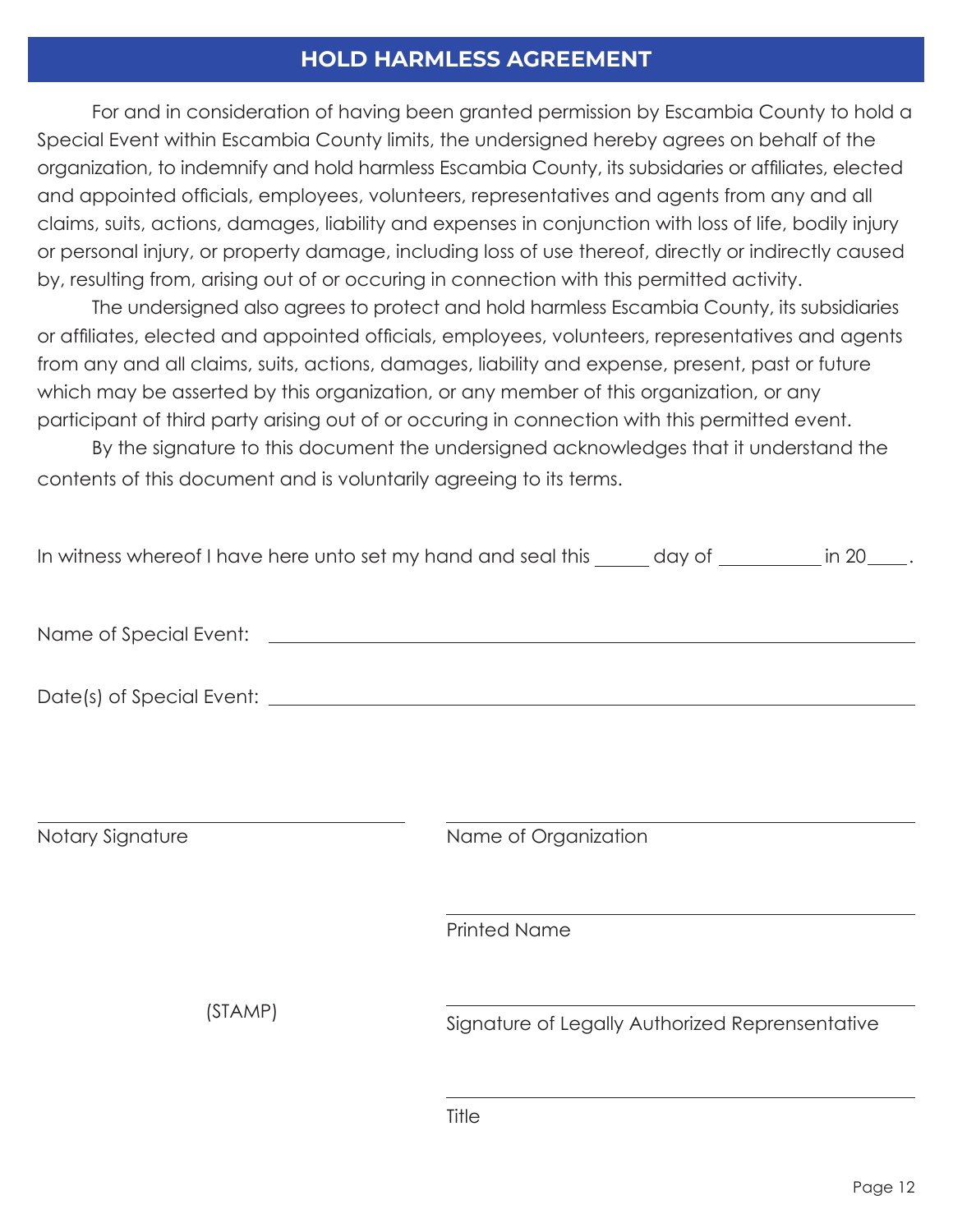## HOLD HARMLESS AGREEMENT

For and in consideration of having been granted permission by Escambia County to hold a Special Event within Escambia County limits, the undersigned hereby agrees on behalf of the organization, to indemnify and hold harmless Escambia County, its subsidaries or affiliates, elected and appointed officials, employees, volunteers, representatives and agents from any and all claims, suits, actions, damages, liability and expenses in conjunction with loss of life, bodily injury or personal injury, or property damage, including loss of use thereof, directly or indirectly caused by, resulting from, arising out of or occuring in connection with this permitted activity.

The undersigned also agrees to protect and hold harmless Escambia County, its subsidiaries or affiliates, elected and appointed officials, employees, volunteers, representatives and agents from any and all claims, suits, actions, damages, liability and expense, present, past or future which may be asserted by this organization, or any member of this organization, or any participant of third party arising out of or occuring in connection with this permitted event.

By the signature to this document the undersigned acknowledges that it understand the contents of this document and is voluntarily agreeing to its terms.

In witness whereof I have here unto set my hand and seal this ______ day of ____________ in 20____.

Name of Special Event: ________________________________________________

Date(s) of Special Event: ________________________________________________

______________________________
Notary Signature

(STAMP)

______________________________
Name of Organization

______________________________
Printed Name

______________________________
Signature of Legally Authorized Reprensentative

______________________________
Title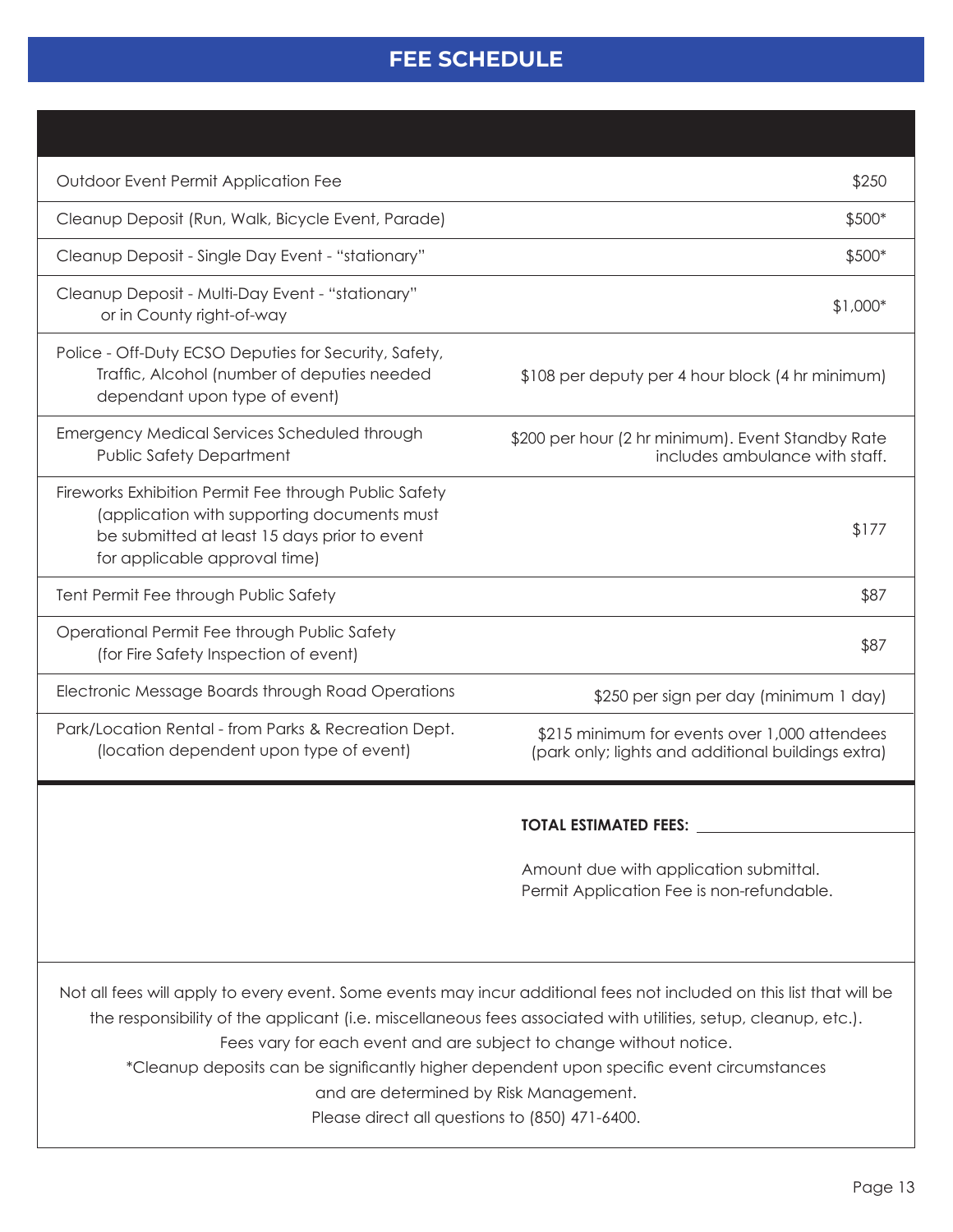# FEE SCHEDULE

| | |
|---|---|
| Outdoor Event Permit Application Fee | $250 |
| Cleanup Deposit (Run, Walk, Bicycle Event, Parade) | $500* |
| Cleanup Deposit - Single Day Event - "stationary" | $500* |
| Cleanup Deposit - Multi-Day Event - "stationary" or in County right-of-way | $1,000* |
| Police - Off-Duty ECSO Deputies for Security, Safety, Traffic, Alcohol (number of deputies needed dependant upon type of event) | $108 per deputy per 4 hour block (4 hr minimum) |
| Emergency Medical Services Scheduled through Public Safety Department | $200 per hour (2 hr minimum). Event Standby Rate includes ambulance with staff. |
| Fireworks Exhibition Permit Fee through Public Safety (application with supporting documents must be submitted at least 15 days prior to event for applicable approval time) | $177 |
| Tent Permit Fee through Public Safety | $87 |
| Operational Permit Fee through Public Safety (for Fire Safety Inspection of event) | $87 |
| Electronic Message Boards through Road Operations | $250 per sign per day (minimum 1 day) |
| Park/Location Rental - from Parks & Recreation Dept. (location dependent upon type of event) | $215 minimum for events over 1,000 attendees (park only; lights and additional buildings extra) |

**TOTAL ESTIMATED FEES:** ____________________

Amount due with application submittal.
Permit Application Fee is non-refundable.

Not all fees will apply to every event. Some events may incur additional fees not included on this list that will be the responsibility of the applicant (i.e. miscellaneous fees associated with utilities, setup, cleanup, etc.).
Fees vary for each event and are subject to change without notice.
*Cleanup deposits can be significantly higher dependent upon specific event circumstances and are determined by Risk Management.
Please direct all questions to (850) 471-6400.